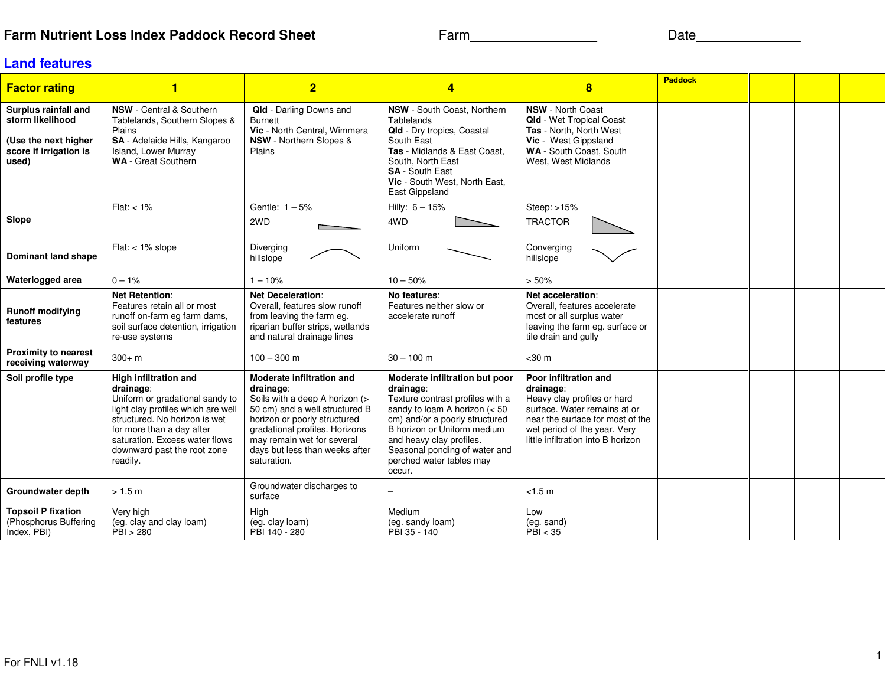# Farm Nutrient Loss Index Paddock Record Sheet

Farm________________ Date______________

## Land features

| Factor rating | 1 | 2 | 4 | 8 | Paddock | | | | |
|---|---|---|---|---|---|---|---|---|---|
| **Surplus rainfall and storm likelihood** **(Use the next higher score if irrigation is used)** | **NSW** - Central & Southern Tablelands, Southern Slopes & Plains **SA** - Adelaide Hills, Kangaroo Island, Lower Murray **WA** - Great Southern | **Qld** - Darling Downs and Burnett **Vic** - North Central, Wimmera **NSW** - Northern Slopes & Plains | **NSW** - South Coast, Northern Tablelands **Qld** - Dry tropics, Coastal South East **Tas** - Midlands & East Coast, South, North East **SA** - South East **Vic** - South West, North East, East Gippsland | **NSW** - North Coast **Qld** - Wet Tropical Coast **Tas** - North, North West **Vic** - West Gippsland **WA** - South Coast, South West, West Midlands | | | | | |
| **Slope** | Flat: < 1% | Gentle: 1 – 5% 2WD | Hilly: 6 – 15% 4WD | Steep: >15% TRACTOR | | | | | |
| **Dominant land shape** | Flat: < 1% slope | Diverging hillslope | Uniform | Converging hillslope | | | | | |
| **Waterlogged area** | 0 – 1% | 1 – 10% | 10 – 50% | > 50% | | | | | |
| **Runoff modifying features** | **Net Retention**: Features retain all or most runoff on-farm eg farm dams, soil surface detention, irrigation re-use systems | **Net Deceleration**: Overall, features slow runoff from leaving the farm eg. riparian buffer strips, wetlands and natural drainage lines | **No features**: Features neither slow or accelerate runoff | **Net acceleration**: Overall, features accelerate most or all surplus water leaving the farm eg. surface or tile drain and gully | | | | | |
| **Proximity to nearest receiving waterway** | 300+ m | 100 – 300 m | 30 – 100 m | <30 m | | | | | |
| **Soil profile type** | **High infiltration and drainage**: Uniform or gradational sandy to light clay profiles which are well structured. No horizon is wet for more than a day after saturation. Excess water flows downward past the root zone readily. | **Moderate infiltration and drainage**: Soils with a deep A horizon (> 50 cm) and a well structured B horizon or poorly structured gradational profiles. Horizons may remain wet for several days but less than weeks after saturation. | **Moderate infiltration but poor drainage**: Texture contrast profiles with a sandy to loam A horizon (< 50 cm) and/or a poorly structured B horizon or Uniform medium and heavy clay profiles. Seasonal ponding of water and perched water tables may occur. | **Poor infiltration and drainage**: Heavy clay profiles or hard surface. Water remains at or near the surface for most of the wet period of the year. Very little infiltration into B horizon | | | | | |
| **Groundwater depth** | > 1.5 m | Groundwater discharges to surface | – | <1.5 m | | | | | |
| **Topsoil P fixation** (Phosphorus Buffering Index, PBI) | Very high (eg. clay and clay loam) PBI > 280 | High (eg. clay loam) PBI 140 - 280 | Medium (eg. sandy loam) PBI 35 - 140 | Low (eg. sand) PBI < 35 | | | | | |

For FNLI v1.18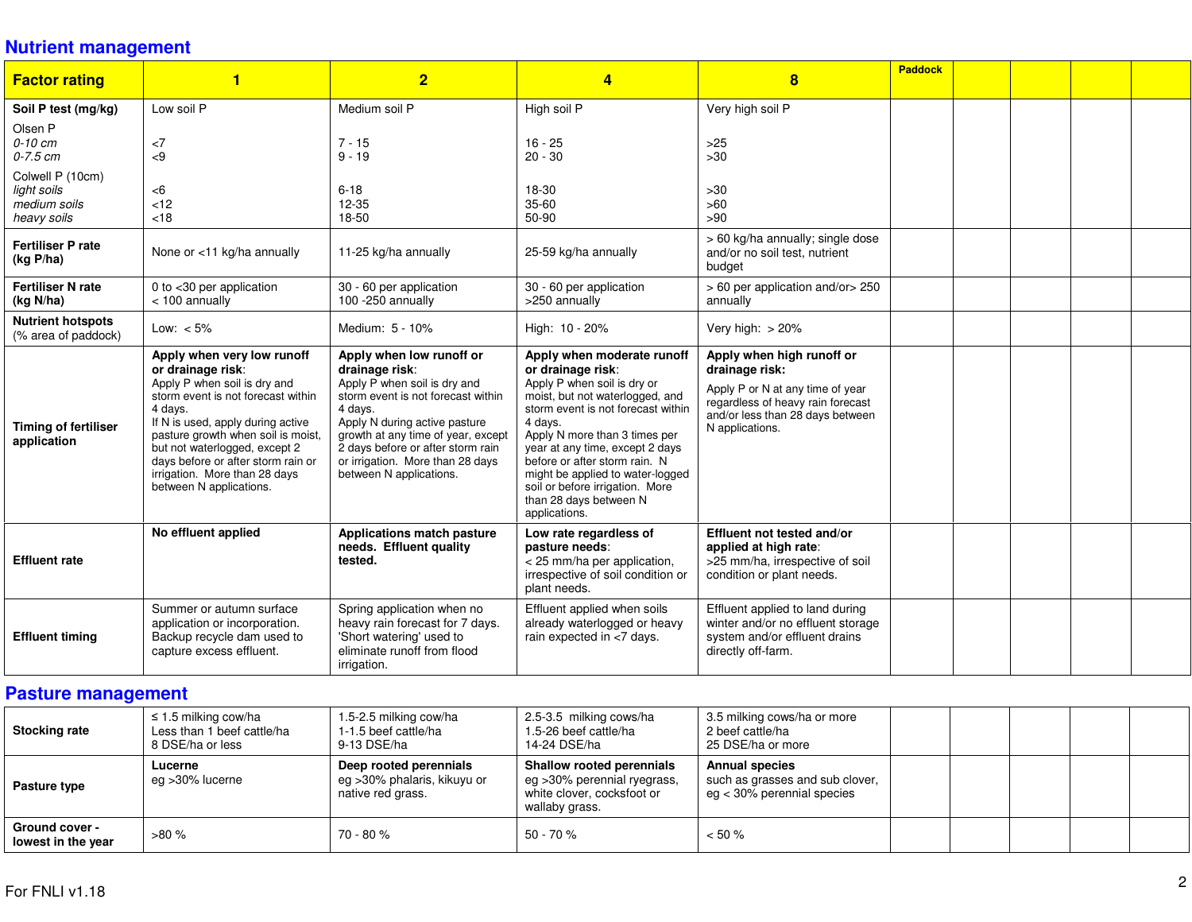## Nutrient management

| Factor rating | 1 | 2 | 4 | 8 | Paddock | | | | |
|---|---|---|---|---|---|---|---|---|---|
| **Soil P test (mg/kg)**<br>Olsen P<br>*0-10 cm*<br>*0-7.5 cm*<br>Colwell P (10cm)<br>*light soils*<br>*medium soils*<br>*heavy soils* | Low soil P<br><br><7<br><9<br><br><6<br><12<br><18 | Medium soil P<br><br>7 - 15<br>9 - 19<br><br>6-18<br>12-35<br>18-50 | High soil P<br><br>16 - 25<br>20 - 30<br><br>18-30<br>35-60<br>50-90 | Very high soil P<br><br>>25<br>>30<br><br>>30<br>>60<br>>90 | | | | | |
| **Fertiliser P rate (kg P/ha)** | None or <11 kg/ha annually | 11-25 kg/ha annually | 25-59 kg/ha annually | > 60 kg/ha annually; single dose and/or no soil test, nutrient budget | | | | | |
| **Fertiliser N rate (kg N/ha)** | 0 to <30 per application<br>< 100 annually | 30 - 60 per application<br>100 -250 annually | 30 - 60 per application<br>>250 annually | > 60 per application and/or> 250 annually | | | | | |
| **Nutrient hotspots** (% area of paddock) | Low: < 5% | Medium: 5 - 10% | High: 10 - 20% | Very high: > 20% | | | | | |
| **Timing of fertiliser application** | **Apply when very low runoff or drainage risk**:<br>Apply P when soil is dry and storm event is not forecast within 4 days.<br>If N is used, apply during active pasture growth when soil is moist, but not waterlogged, except 2 days before or after storm rain or irrigation. More than 28 days between N applications. | **Apply when low runoff or drainage risk**:<br>Apply P when soil is dry and storm event is not forecast within 4 days.<br>Apply N during active pasture growth at any time of year, except 2 days before or after storm rain or irrigation. More than 28 days between N applications. | **Apply when moderate runoff or drainage risk**:<br>Apply P when soil is dry or moist, but not waterlogged, and storm event is not forecast within 4 days.<br>Apply N more than 3 times per year at any time, except 2 days before or after storm rain. N might be applied to water-logged soil or before irrigation. More than 28 days between N applications. | **Apply when high runoff or drainage risk:**<br>Apply P or N at any time of year regardless of heavy rain forecast and/or less than 28 days between N applications. | | | | | |
| **Effluent rate** | **No effluent applied** | **Applications match pasture needs. Effluent quality tested.** | **Low rate regardless of pasture needs**:<br>< 25 mm/ha per application, irrespective of soil condition or plant needs. | **Effluent not tested and/or applied at high rate**:<br>>25 mm/ha, irrespective of soil condition or plant needs. | | | | | |
| **Effluent timing** | Summer or autumn surface application or incorporation. Backup recycle dam used to capture excess effluent. | Spring application when no heavy rain forecast for 7 days. 'Short watering' used to eliminate runoff from flood irrigation. | Effluent applied when soils already waterlogged or heavy rain expected in <7 days. | Effluent applied to land during winter and/or no effluent storage system and/or effluent drains directly off-farm. | | | | | |

## Pasture management

| | | | | | | | | | |
|---|---|---|---|---|---|---|---|---|---|
| **Stocking rate** | ≤ 1.5 milking cow/ha<br>Less than 1 beef cattle/ha<br>8 DSE/ha or less | 1.5-2.5 milking cow/ha<br>1-1.5 beef cattle/ha<br>9-13 DSE/ha | 2.5-3.5 milking cows/ha<br>1.5-26 beef cattle/ha<br>14-24 DSE/ha | 3.5 milking cows/ha or more<br>2 beef cattle/ha<br>25 DSE/ha or more | | | | | |
| **Pasture type** | **Lucerne**<br>eg >30% lucerne | **Deep rooted perennials**<br>eg >30% phalaris, kikuyu or native red grass. | **Shallow rooted perennials**<br>eg >30% perennial ryegrass, white clover, cocksfoot or wallaby grass. | **Annual species**<br>such as grasses and sub clover, eg < 30% perennial species | | | | | |
| **Ground cover - lowest in the year** | >80 % | 70 - 80 % | 50 - 70 % | < 50 % | | | | | |

For FNLI v1.18